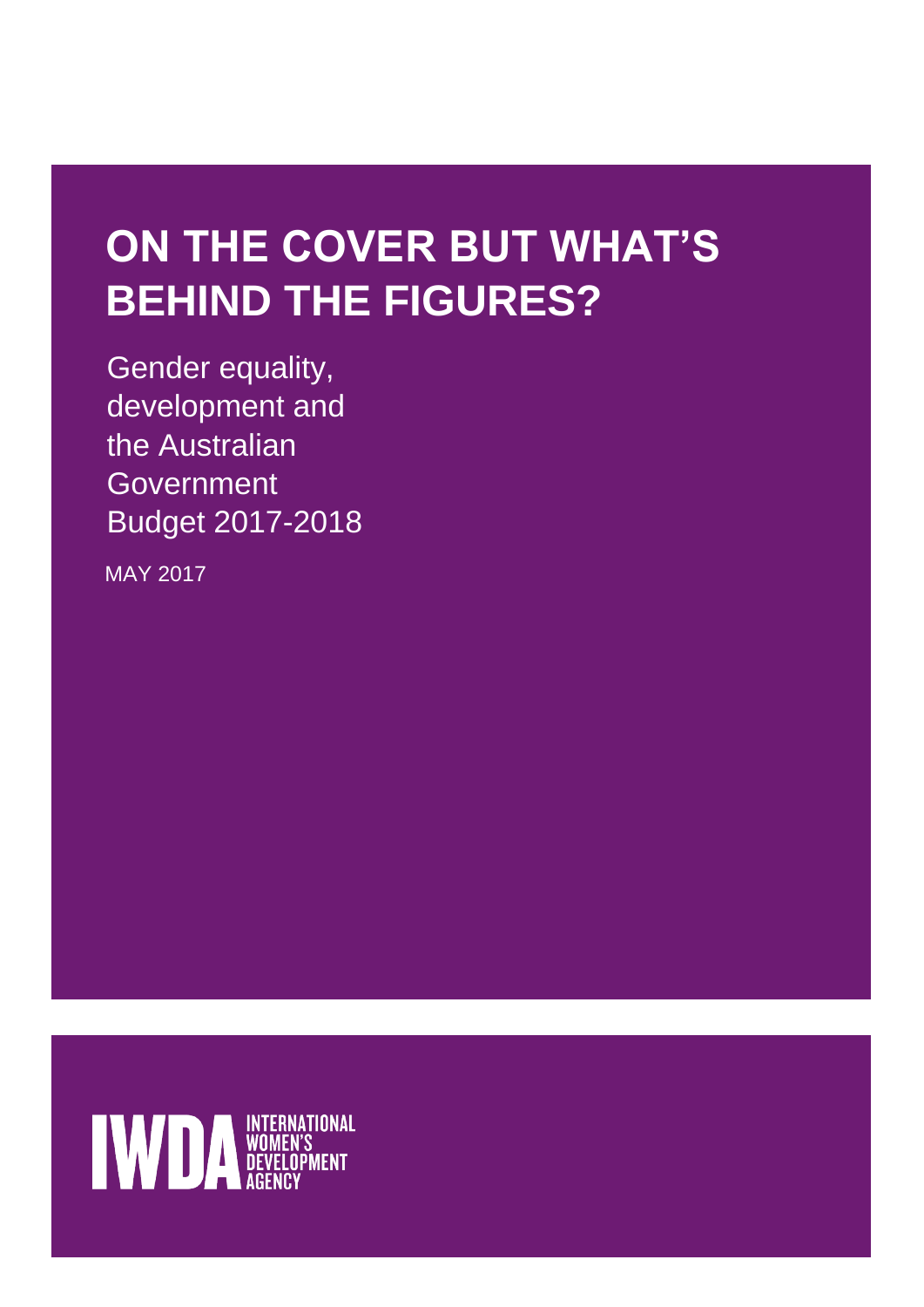# ON THE COVER BUT WHAT'S BEHIND THE FIGURES?

Gender equality, development and the Australian Government Budget 2017-2018

MAY 2017

IWDA INTERNATIONAL WOMEN'S DEVELOPMENT AGENCY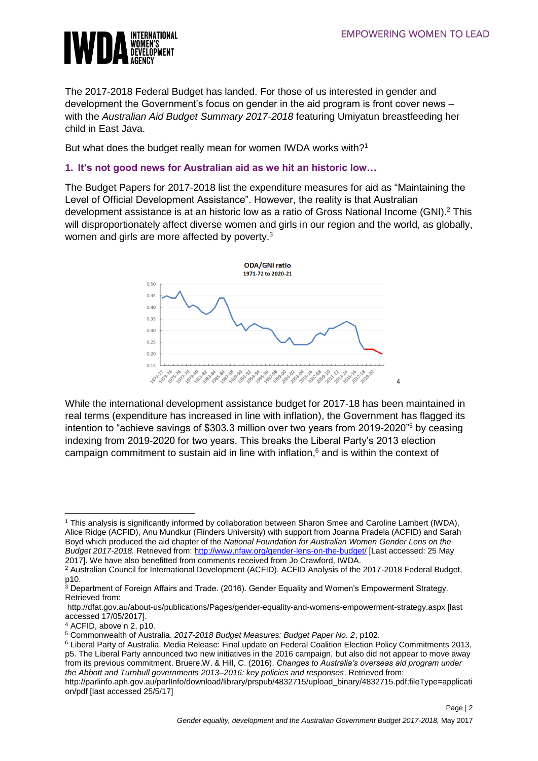The 2017-2018 Federal Budget has landed. For those of us interested in gender and development the Government's focus on gender in the aid program is front cover news – with the *Australian Aid Budget Summary 2017-2018* featuring Umiyatun breastfeeding her child in East Java.

But what does the budget really mean for women IWDA works with?[1]

### 1. It's not good news for Australian aid as we hit an historic low…

The Budget Papers for 2017-2018 list the expenditure measures for aid as "Maintaining the Level of Official Development Assistance". However, the reality is that Australian development assistance is at an historic low as a ratio of Gross National Income (GNI).[2] This will disproportionately affect diverse women and girls in our region and the world, as globally, women and girls are more affected by poverty.[3]

ODA/GNI ratio
1971-72 to 2020-21

0.50
0.45
0.40
0.35
0.30
0.25
0.20
0.15

1971-72 1973-74 1975-76 1977-78 1979-80 1981-82 1983-84 1985-86 1987-88 1989-90 1991-92 1993-94 1995-96 1997-98 1999-00 2001-02 2003-04 2015-16 2007-08 2009-10 2011-12 2013-14 2015-16 2017-18 2019-20

[4]

While the international development assistance budget for 2017-18 has been maintained in real terms (expenditure has increased in line with inflation), the Government has flagged its intention to "achieve savings of $303.3 million over two years from 2019-2020"[5] by ceasing indexing from 2019-2020 for two years. This breaks the Liberal Party's 2013 election campaign commitment to sustain aid in line with inflation,[6] and is within the context of

---

[1] This analysis is significantly informed by collaboration between Sharon Smee and Caroline Lambert (IWDA), Alice Ridge (ACFID), Anu Mundkur (Flinders University) with support from Joanna Pradela (ACFID) and Sarah Boyd which produced the aid chapter of the *National Foundation for Australian Women Gender Lens on the Budget 2017-2018.* Retrieved from: http://www.nfaw.org/gender-lens-on-the-budget/ [Last accessed: 25 May 2017]. We have also benefitted from comments received from Jo Crawford, IWDA.

[2] Australian Council for International Development (ACFID). ACFID Analysis of the 2017-2018 Federal Budget, p10.

[3] Department of Foreign Affairs and Trade. (2016). Gender Equality and Women's Empowerment Strategy. Retrieved from: http://dfat.gov.au/about-us/publications/Pages/gender-equality-and-womens-empowerment-strategy.aspx [last accessed 17/05/2017].

[4] ACFID, above n 2, p10.

[5] Commonwealth of Australia. *2017-2018 Budget Measures: Budget Paper No. 2*, p102.

[6] Liberal Party of Australia. Media Release: Final update on Federal Coalition Election Policy Commitments 2013, p5. The Liberal Party announced two new initiatives in the 2016 campaign, but also did not appear to move away from its previous commitment. Bruere,W. & Hill, C. (2016). *Changes to Australia's overseas aid program under the Abbott and Turnbull governments 2013–2016: key policies and responses*. Retrieved from: http://parlinfo.aph.gov.au/parlInfo/download/library/prspub/4832715/upload_binary/4832715.pdf;fileType=application/pdf [last accessed 25/5/17]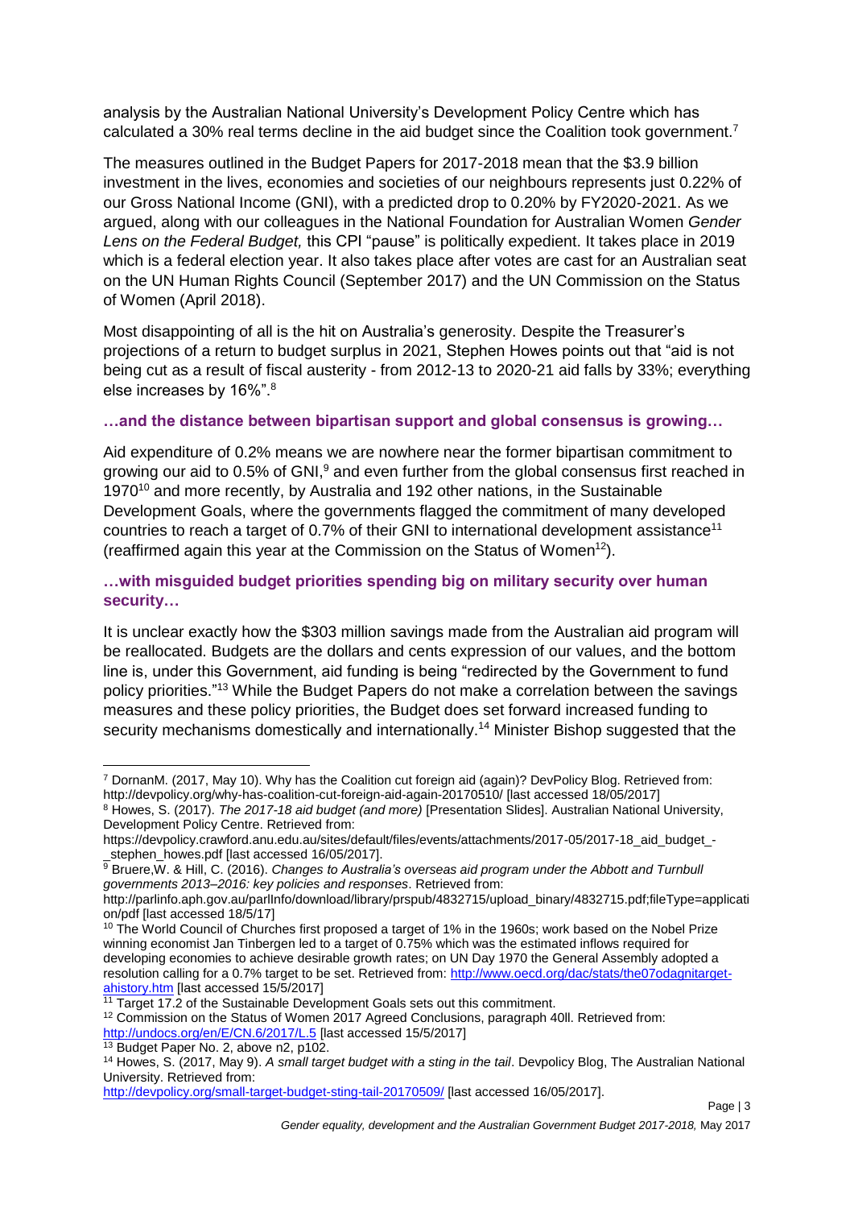analysis by the Australian National University's Development Policy Centre which has calculated a 30% real terms decline in the aid budget since the Coalition took government.[7]

The measures outlined in the Budget Papers for 2017-2018 mean that the $3.9 billion investment in the lives, economies and societies of our neighbours represents just 0.22% of our Gross National Income (GNI), with a predicted drop to 0.20% by FY2020-2021. As we argued, along with our colleagues in the National Foundation for Australian Women *Gender Lens on the Federal Budget,* this CPI "pause" is politically expedient. It takes place in 2019 which is a federal election year. It also takes place after votes are cast for an Australian seat on the UN Human Rights Council (September 2017) and the UN Commission on the Status of Women (April 2018).

Most disappointing of all is the hit on Australia's generosity. Despite the Treasurer's projections of a return to budget surplus in 2021, Stephen Howes points out that "aid is not being cut as a result of fiscal austerity - from 2012-13 to 2020-21 aid falls by 33%; everything else increases by 16%".[8]

### …and the distance between bipartisan support and global consensus is growing…

Aid expenditure of 0.2% means we are nowhere near the former bipartisan commitment to growing our aid to 0.5% of GNI,[9] and even further from the global consensus first reached in 1970[10] and more recently, by Australia and 192 other nations, in the Sustainable Development Goals, where the governments flagged the commitment of many developed countries to reach a target of 0.7% of their GNI to international development assistance[11] (reaffirmed again this year at the Commission on the Status of Women[12]).

### …with misguided budget priorities spending big on military security over human security…

It is unclear exactly how the $303 million savings made from the Australian aid program will be reallocated. Budgets are the dollars and cents expression of our values, and the bottom line is, under this Government, aid funding is being "redirected by the Government to fund policy priorities."[13] While the Budget Papers do not make a correlation between the savings measures and these policy priorities, the Budget does set forward increased funding to security mechanisms domestically and internationally.[14] Minister Bishop suggested that the

---

[7] DornanM. (2017, May 10). Why has the Coalition cut foreign aid (again)? DevPolicy Blog. Retrieved from: http://devpolicy.org/why-has-coalition-cut-foreign-aid-again-20170510/ [last accessed 18/05/2017]

[8] Howes, S. (2017). *The 2017-18 aid budget (and more)* [Presentation Slides]. Australian National University, Development Policy Centre. Retrieved from: https://devpolicy.crawford.anu.edu.au/sites/default/files/events/attachments/2017-05/2017-18_aid_budget_-_stephen_howes.pdf [last accessed 16/05/2017].

[9] Bruere,W. & Hill, C. (2016). *Changes to Australia's overseas aid program under the Abbott and Turnbull governments 2013–2016: key policies and responses*. Retrieved from: http://parlinfo.aph.gov.au/parlInfo/download/library/prspub/4832715/upload_binary/4832715.pdf;fileType=application/pdf [last accessed 18/5/17]

[10] The World Council of Churches first proposed a target of 1% in the 1960s; work based on the Nobel Prize winning economist Jan Tinbergen led to a target of 0.75% which was the estimated inflows required for developing economies to achieve desirable growth rates; on UN Day 1970 the General Assembly adopted a resolution calling for a 0.7% target to be set. Retrieved from: http://www.oecd.org/dac/stats/the07odagnitarget-ahistory.htm [last accessed 15/5/2017]

[11] Target 17.2 of the Sustainable Development Goals sets out this commitment.

[12] Commission on the Status of Women 2017 Agreed Conclusions, paragraph 40ll. Retrieved from: http://undocs.org/en/E/CN.6/2017/L.5 [last accessed 15/5/2017]

[13] Budget Paper No. 2, above n2, p102.

[14] Howes, S. (2017, May 9). *A small target budget with a sting in the tail*. Devpolicy Blog, The Australian National University. Retrieved from: http://devpolicy.org/small-target-budget-sting-tail-20170509/ [last accessed 16/05/2017].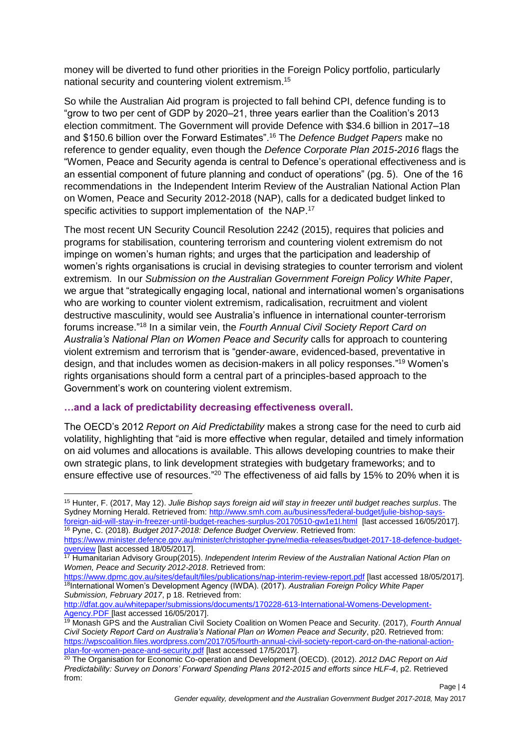money will be diverted to fund other priorities in the Foreign Policy portfolio, particularly national security and countering violent extremism.[15]

So while the Australian Aid program is projected to fall behind CPI, defence funding is to "grow to two per cent of GDP by 2020–21, three years earlier than the Coalition's 2013 election commitment. The Government will provide Defence with $34.6 billion in 2017–18 and $150.6 billion over the Forward Estimates".[16] The *Defence Budget Papers* make no reference to gender equality, even though the *Defence Corporate Plan 2015-2016* flags the "Women, Peace and Security agenda is central to Defence's operational effectiveness and is an essential component of future planning and conduct of operations" (pg. 5). One of the 16 recommendations in the Independent Interim Review of the Australian National Action Plan on Women, Peace and Security 2012-2018 (NAP), calls for a dedicated budget linked to specific activities to support implementation of the NAP.[17]

The most recent UN Security Council Resolution 2242 (2015), requires that policies and programs for stabilisation, countering terrorism and countering violent extremism do not impinge on women's human rights; and urges that the participation and leadership of women's rights organisations is crucial in devising strategies to counter terrorism and violent extremism. In our *Submission on the Australian Government Foreign Policy White Paper*, we argue that "strategically engaging local, national and international women's organisations who are working to counter violent extremism, radicalisation, recruitment and violent destructive masculinity, would see Australia's influence in international counter-terrorism forums increase."[18] In a similar vein, the *Fourth Annual Civil Society Report Card on Australia's National Plan on Women Peace and Security* calls for approach to countering violent extremism and terrorism that is "gender-aware, evidenced-based, preventative in design, and that includes women as decision-makers in all policy responses."[19] Women's rights organisations should form a central part of a principles-based approach to the Government's work on countering violent extremism.

### …and a lack of predictability decreasing effectiveness overall.

The OECD's 2012 *Report on Aid Predictability* makes a strong case for the need to curb aid volatility, highlighting that "aid is more effective when regular, detailed and timely information on aid volumes and allocations is available. This allows developing countries to make their own strategic plans, to link development strategies with budgetary frameworks; and to ensure effective use of resources."[20] The effectiveness of aid falls by 15% to 20% when it is

---

[15] Hunter, F. (2017, May 12). *Julie Bishop says foreign aid will stay in freezer until budget reaches surplus*. The Sydney Morning Herald. Retrieved from: http://www.smh.com.au/business/federal-budget/julie-bishop-says-foreign-aid-will-stay-in-freezer-until-budget-reaches-surplus-20170510-gw1e1l.html [last accessed 16/05/2017].

[16] Pyne, C. (2018). *Budget 2017-2018: Defence Budget Overview*. Retrieved from: https://www.minister.defence.gov.au/minister/christopher-pyne/media-releases/budget-2017-18-defence-budget-overview [last accessed 18/05/2017].

[17] Humanitarian Advisory Group(2015). *Independent Interim Review of the Australian National Action Plan on Women, Peace and Security 2012-2018*. Retrieved from: https://www.dpmc.gov.au/sites/default/files/publications/nap-interim-review-report.pdf [last accessed 18/05/2017].

[18] International Women's Development Agency (IWDA). (2017). *Australian Foreign Policy White Paper Submission, February 2017*, p 18. Retrieved from: http://dfat.gov.au/whitepaper/submissions/documents/170228-613-International-Womens-Development-Agency.PDF [last accessed 16/05/2017].

[19] Monash GPS and the Australian Civil Society Coalition on Women Peace and Security. (2017), *Fourth Annual Civil Society Report Card on Australia's National Plan on Women Peace and Security*, p20. Retrieved from: https://wpscoalition.files.wordpress.com/2017/05/fourth-annual-civil-society-report-card-on-the-national-action-plan-for-women-peace-and-security.pdf [last accessed 17/5/2017].

[20] The Organisation for Economic Co-operation and Development (OECD). (2012). *2012 DAC Report on Aid Predictability: Survey on Donors' Forward Spending Plans 2012-2015 and efforts since HLF-4*, p2. Retrieved from: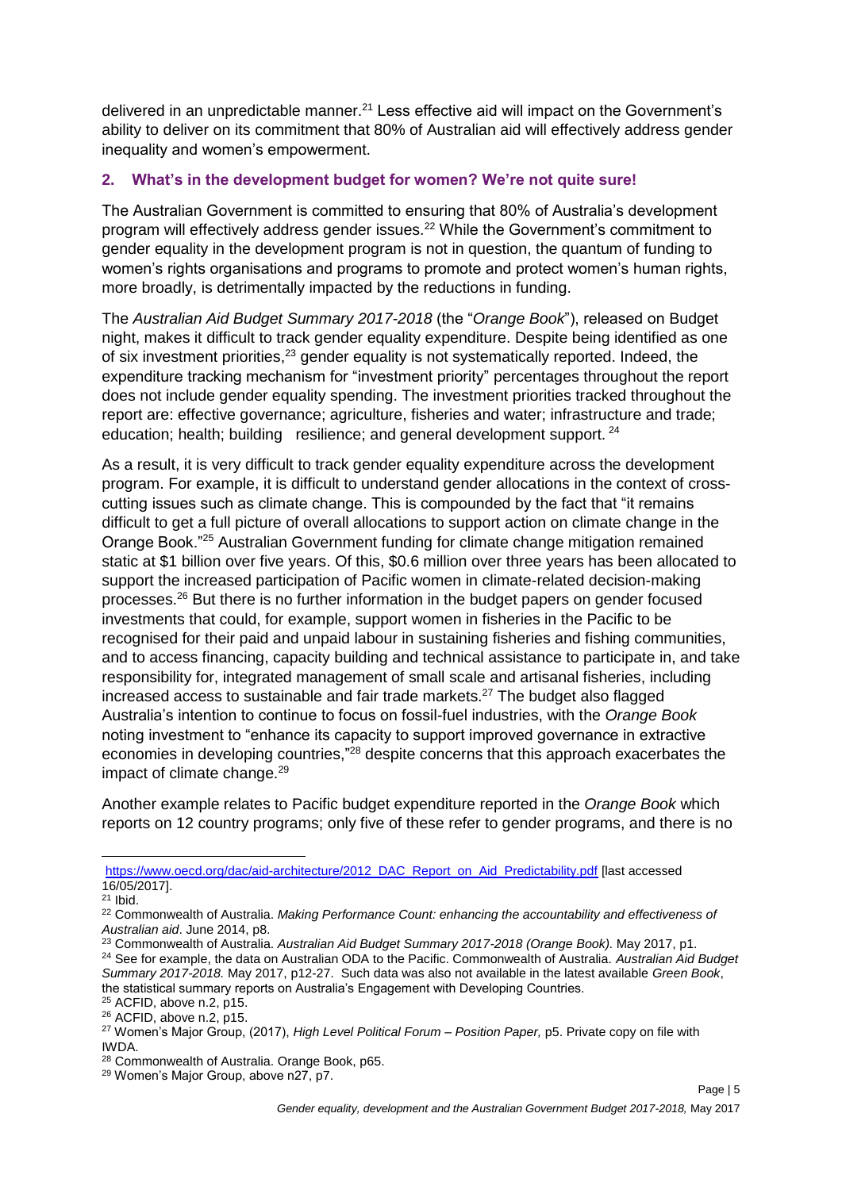delivered in an unpredictable manner.[21] Less effective aid will impact on the Government's ability to deliver on its commitment that 80% of Australian aid will effectively address gender inequality and women's empowerment.

## 2. What's in the development budget for women? We're not quite sure!

The Australian Government is committed to ensuring that 80% of Australia's development program will effectively address gender issues.[22] While the Government's commitment to gender equality in the development program is not in question, the quantum of funding to women's rights organisations and programs to promote and protect women's human rights, more broadly, is detrimentally impacted by the reductions in funding.

The *Australian Aid Budget Summary 2017-2018* (the "*Orange Book*"), released on Budget night, makes it difficult to track gender equality expenditure. Despite being identified as one of six investment priorities,[23] gender equality is not systematically reported. Indeed, the expenditure tracking mechanism for "investment priority" percentages throughout the report does not include gender equality spending. The investment priorities tracked throughout the report are: effective governance; agriculture, fisheries and water; infrastructure and trade; education; health; building resilience; and general development support.[24]

As a result, it is very difficult to track gender equality expenditure across the development program. For example, it is difficult to understand gender allocations in the context of cross-cutting issues such as climate change. This is compounded by the fact that "it remains difficult to get a full picture of overall allocations to support action on climate change in the Orange Book."[25] Australian Government funding for climate change mitigation remained static at $1 billion over five years. Of this, $0.6 million over three years has been allocated to support the increased participation of Pacific women in climate-related decision-making processes.[26] But there is no further information in the budget papers on gender focused investments that could, for example, support women in fisheries in the Pacific to be recognised for their paid and unpaid labour in sustaining fisheries and fishing communities, and to access financing, capacity building and technical assistance to participate in, and take responsibility for, integrated management of small scale and artisanal fisheries, including increased access to sustainable and fair trade markets.[27] The budget also flagged Australia's intention to continue to focus on fossil-fuel industries, with the *Orange Book* noting investment to "enhance its capacity to support improved governance in extractive economies in developing countries,"[28] despite concerns that this approach exacerbates the impact of climate change.[29]

Another example relates to Pacific budget expenditure reported in the *Orange Book* which reports on 12 country programs; only five of these refer to gender programs, and there is no

---

https://www.oecd.org/dac/aid-architecture/2012_DAC_Report_on_Aid_Predictability.pdf [last accessed 16/05/2017].

[21] Ibid.

[22] Commonwealth of Australia. *Making Performance Count: enhancing the accountability and effectiveness of Australian aid*. June 2014, p8.

[23] Commonwealth of Australia. *Australian Aid Budget Summary 2017-2018 (Orange Book).* May 2017, p1.

[24] See for example, the data on Australian ODA to the Pacific. Commonwealth of Australia. *Australian Aid Budget Summary 2017-2018.* May 2017, p12-27. Such data was also not available in the latest available *Green Book*, the statistical summary reports on Australia's Engagement with Developing Countries.

[25] ACFID, above n.2, p15.

[26] ACFID, above n.2, p15.

[27] Women's Major Group, (2017), *High Level Political Forum – Position Paper,* p5. Private copy on file with IWDA.

[28] Commonwealth of Australia. Orange Book, p65.

[29] Women's Major Group, above n27, p7.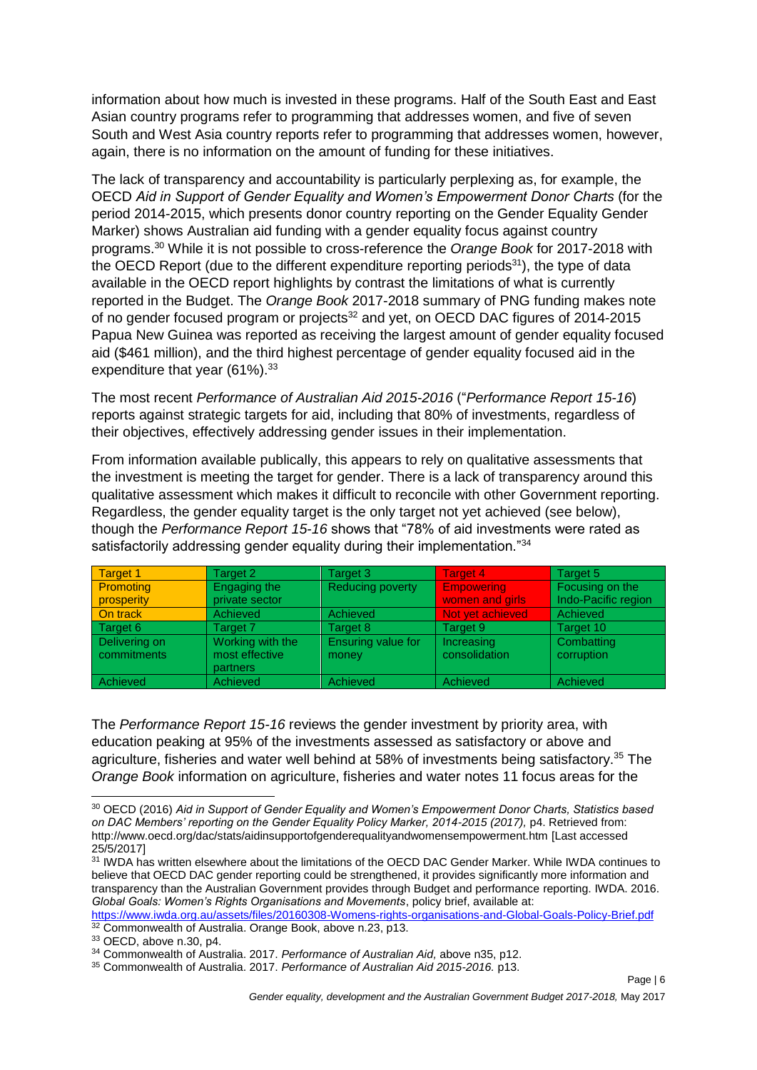information about how much is invested in these programs. Half of the South East and East Asian country programs refer to programming that addresses women, and five of seven South and West Asia country reports refer to programming that addresses women, however, again, there is no information on the amount of funding for these initiatives.

The lack of transparency and accountability is particularly perplexing as, for example, the OECD *Aid in Support of Gender Equality and Women's Empowerment Donor Charts* (for the period 2014-2015, which presents donor country reporting on the Gender Equality Gender Marker) shows Australian aid funding with a gender equality focus against country programs.[30] While it is not possible to cross-reference the *Orange Book* for 2017-2018 with the OECD Report (due to the different expenditure reporting periods[31]), the type of data available in the OECD report highlights by contrast the limitations of what is currently reported in the Budget. The *Orange Book* 2017-2018 summary of PNG funding makes note of no gender focused program or projects[32] and yet, on OECD DAC figures of 2014-2015 Papua New Guinea was reported as receiving the largest amount of gender equality focused aid ($461 million), and the third highest percentage of gender equality focused aid in the expenditure that year (61%).[33]

The most recent *Performance of Australian Aid 2015-2016* ("*Performance Report 15-16*) reports against strategic targets for aid, including that 80% of investments, regardless of their objectives, effectively addressing gender issues in their implementation.

From information available publically, this appears to rely on qualitative assessments that the investment is meeting the target for gender. There is a lack of transparency around this qualitative assessment which makes it difficult to reconcile with other Government reporting. Regardless, the gender equality target is the only target not yet achieved (see below), though the *Performance Report 15-16* shows that "78% of aid investments were rated as satisfactorily addressing gender equality during their implementation."[34]

| | | | | |
|---|---|---|---|---|
| Target 1 | Target 2 | Target 3 | Target 4 | Target 5 |
| Promoting prosperity | Engaging the private sector | Reducing poverty | Empowering women and girls | Focusing on the Indo-Pacific region |
| On track | Achieved | Achieved | Not yet achieved | Achieved |
| Target 6 | Target 7 | Target 8 | Target 9 | Target 10 |
| Delivering on commitments | Working with the most effective partners | Ensuring value for money | Increasing consolidation | Combatting corruption |
| Achieved | Achieved | Achieved | Achieved | Achieved |

The *Performance Report 15-16* reviews the gender investment by priority area, with education peaking at 95% of the investments assessed as satisfactory or above and agriculture, fisheries and water well behind at 58% of investments being satisfactory.[35] The *Orange Book* information on agriculture, fisheries and water notes 11 focus areas for the

---

[30] OECD (2016) *Aid in Support of Gender Equality and Women's Empowerment Donor Charts, Statistics based on DAC Members' reporting on the Gender Equality Policy Marker, 2014-2015 (2017),* p4. Retrieved from: http://www.oecd.org/dac/stats/aidinsupportofgenderequalityandwomensempowerment.htm [Last accessed 25/5/2017]

[31] IWDA has written elsewhere about the limitations of the OECD DAC Gender Marker. While IWDA continues to believe that OECD DAC gender reporting could be strengthened, it provides significantly more information and transparency than the Australian Government provides through Budget and performance reporting. IWDA. 2016. *Global Goals: Women's Rights Organisations and Movements*, policy brief, available at: https://www.iwda.org.au/assets/files/20160308-Womens-rights-organisations-and-Global-Goals-Policy-Brief.pdf

[32] Commonwealth of Australia. Orange Book, above n.23, p13.

[33] OECD, above n.30, p4.

[34] Commonwealth of Australia. 2017. *Performance of Australian Aid,* above n35, p12.

[35] Commonwealth of Australia. 2017. *Performance of Australian Aid 2015-2016.* p13.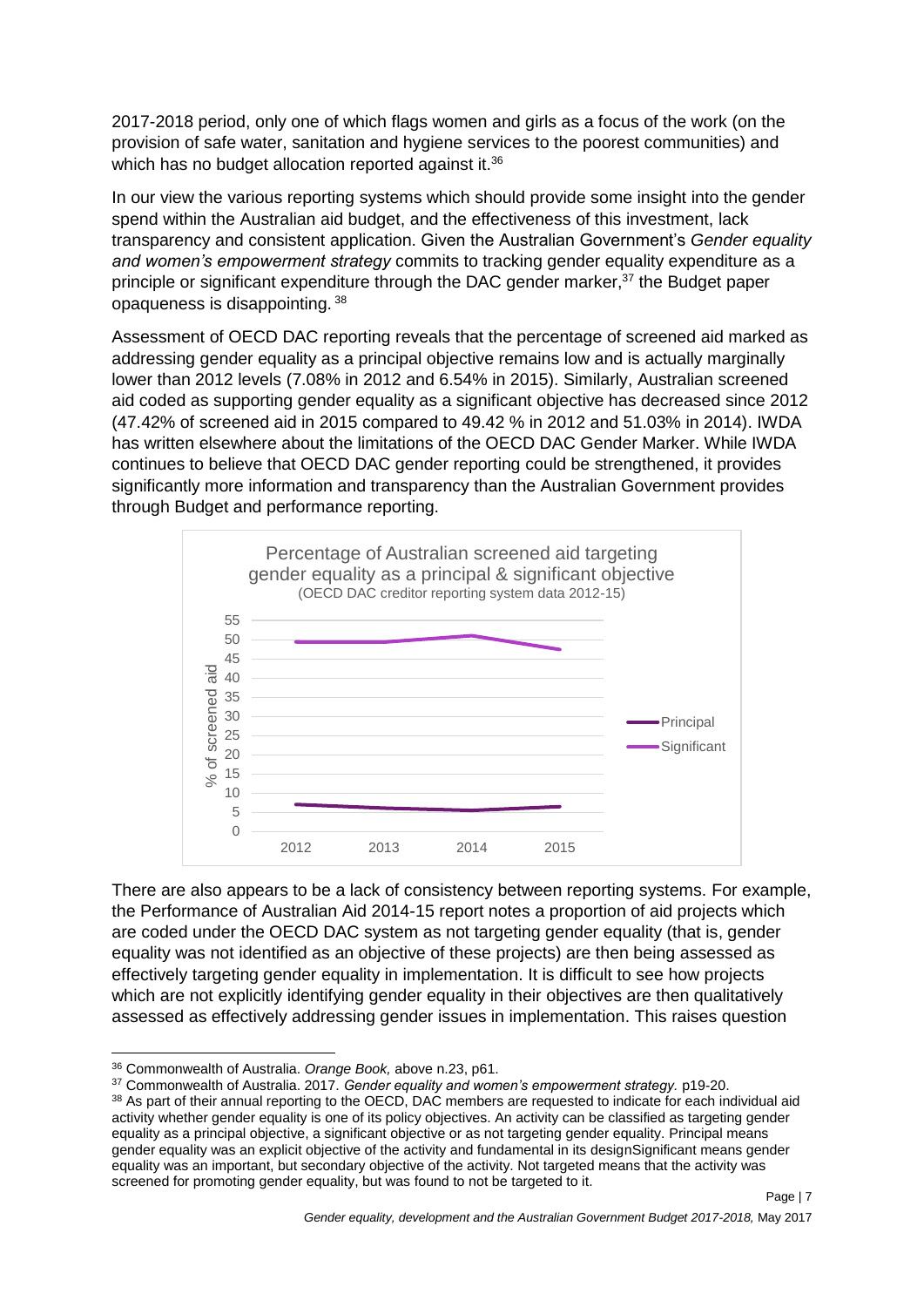2017-2018 period, only one of which flags women and girls as a focus of the work (on the provision of safe water, sanitation and hygiene services to the poorest communities) and which has no budget allocation reported against it.[36]

In our view the various reporting systems which should provide some insight into the gender spend within the Australian aid budget, and the effectiveness of this investment, lack transparency and consistent application. Given the Australian Government's *Gender equality and women's empowerment strategy* commits to tracking gender equality expenditure as a principle or significant expenditure through the DAC gender marker,[37] the Budget paper opaqueness is disappointing.[38]

Assessment of OECD DAC reporting reveals that the percentage of screened aid marked as addressing gender equality as a principal objective remains low and is actually marginally lower than 2012 levels (7.08% in 2012 and 6.54% in 2015). Similarly, Australian screened aid coded as supporting gender equality as a significant objective has decreased since 2012 (47.42% of screened aid in 2015 compared to 49.42 % in 2012 and 51.03% in 2014). IWDA has written elsewhere about the limitations of the OECD DAC Gender Marker. While IWDA continues to believe that OECD DAC gender reporting could be strengthened, it provides significantly more information and transparency than the Australian Government provides through Budget and performance reporting.

Percentage of Australian screened aid targeting gender equality as a principal & significant objective
(OECD DAC creditor reporting system data 2012-15)

% of screened aid

0, 5, 10, 15, 20, 25, 30, 35, 40, 45, 50, 55

2012, 2013, 2014, 2015

Principal
Significant

There are also appears to be a lack of consistency between reporting systems. For example, the Performance of Australian Aid 2014-15 report notes a proportion of aid projects which are coded under the OECD DAC system as not targeting gender equality (that is, gender equality was not identified as an objective of these projects) are then being assessed as effectively targeting gender equality in implementation. It is difficult to see how projects which are not explicitly identifying gender equality in their objectives are then qualitatively assessed as effectively addressing gender issues in implementation. This raises question

[36] Commonwealth of Australia. *Orange Book,* above n.23, p61.

[37] Commonwealth of Australia. 2017. *Gender equality and women's empowerment strategy.* p19-20.

[38] As part of their annual reporting to the OECD, DAC members are requested to indicate for each individual aid activity whether gender equality is one of its policy objectives. An activity can be classified as targeting gender equality as a principal objective, a significant objective or as not targeting gender equality. Principal means gender equality was an explicit objective of the activity and fundamental in its designSignificant means gender equality was an important, but secondary objective of the activity. Not targeted means that the activity was screened for promoting gender equality, but was found to not be targeted to it.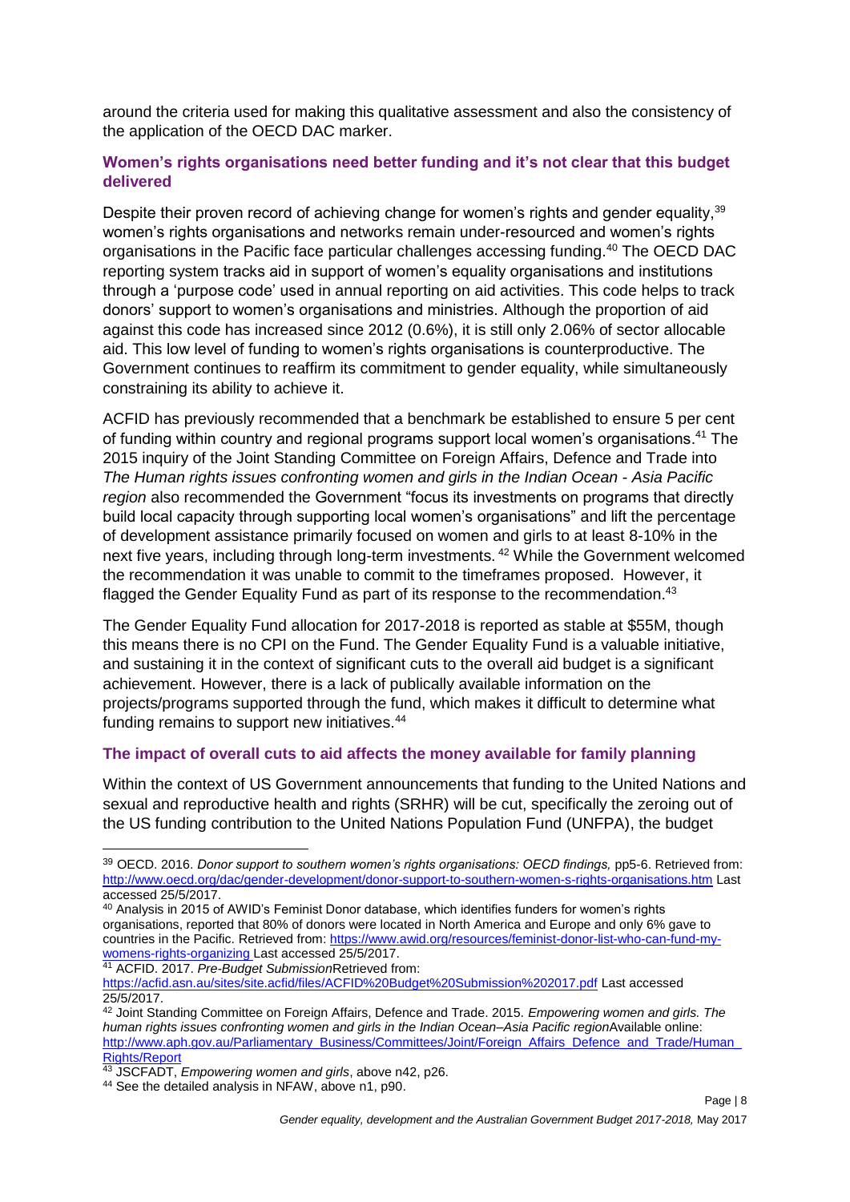around the criteria used for making this qualitative assessment and also the consistency of the application of the OECD DAC marker.

### Women's rights organisations need better funding and it's not clear that this budget delivered

Despite their proven record of achieving change for women's rights and gender equality,[39] women's rights organisations and networks remain under-resourced and women's rights organisations in the Pacific face particular challenges accessing funding.[40] The OECD DAC reporting system tracks aid in support of women's equality organisations and institutions through a 'purpose code' used in annual reporting on aid activities. This code helps to track donors' support to women's organisations and ministries. Although the proportion of aid against this code has increased since 2012 (0.6%), it is still only 2.06% of sector allocable aid. This low level of funding to women's rights organisations is counterproductive. The Government continues to reaffirm its commitment to gender equality, while simultaneously constraining its ability to achieve it.

ACFID has previously recommended that a benchmark be established to ensure 5 per cent of funding within country and regional programs support local women's organisations.[41] The 2015 inquiry of the Joint Standing Committee on Foreign Affairs, Defence and Trade into *The Human rights issues confronting women and girls in the Indian Ocean - Asia Pacific region* also recommended the Government "focus its investments on programs that directly build local capacity through supporting local women's organisations" and lift the percentage of development assistance primarily focused on women and girls to at least 8-10% in the next five years, including through long-term investments.[42] While the Government welcomed the recommendation it was unable to commit to the timeframes proposed. However, it flagged the Gender Equality Fund as part of its response to the recommendation.[43]

The Gender Equality Fund allocation for 2017-2018 is reported as stable at $55M, though this means there is no CPI on the Fund. The Gender Equality Fund is a valuable initiative, and sustaining it in the context of significant cuts to the overall aid budget is a significant achievement. However, there is a lack of publically available information on the projects/programs supported through the fund, which makes it difficult to determine what funding remains to support new initiatives.[44]

### The impact of overall cuts to aid affects the money available for family planning

Within the context of US Government announcements that funding to the United Nations and sexual and reproductive health and rights (SRHR) will be cut, specifically the zeroing out of the US funding contribution to the United Nations Population Fund (UNFPA), the budget

---

[39] OECD. 2016. *Donor support to southern women's rights organisations: OECD findings,* pp5-6. Retrieved from: http://www.oecd.org/dac/gender-development/donor-support-to-southern-women-s-rights-organisations.htm Last accessed 25/5/2017.

[40] Analysis in 2015 of AWID's Feminist Donor database, which identifies funders for women's rights organisations, reported that 80% of donors were located in North America and Europe and only 6% gave to countries in the Pacific. Retrieved from: https://www.awid.org/resources/feminist-donor-list-who-can-fund-my-womens-rights-organizing Last accessed 25/5/2017.

[41] ACFID. 2017. *Pre-Budget Submission*Retrieved from: https://acfid.asn.au/sites/site.acfid/files/ACFID%20Budget%20Submission%202017.pdf Last accessed 25/5/2017.

[42] Joint Standing Committee on Foreign Affairs, Defence and Trade. 2015. *Empowering women and girls. The human rights issues confronting women and girls in the Indian Ocean–Asia Pacific region*Available online: http://www.aph.gov.au/Parliamentary_Business/Committees/Joint/Foreign_Affairs_Defence_and_Trade/Human_Rights/Report

[43] JSCFADT, *Empowering women and girls*, above n42, p26.

[44] See the detailed analysis in NFAW, above n1, p90.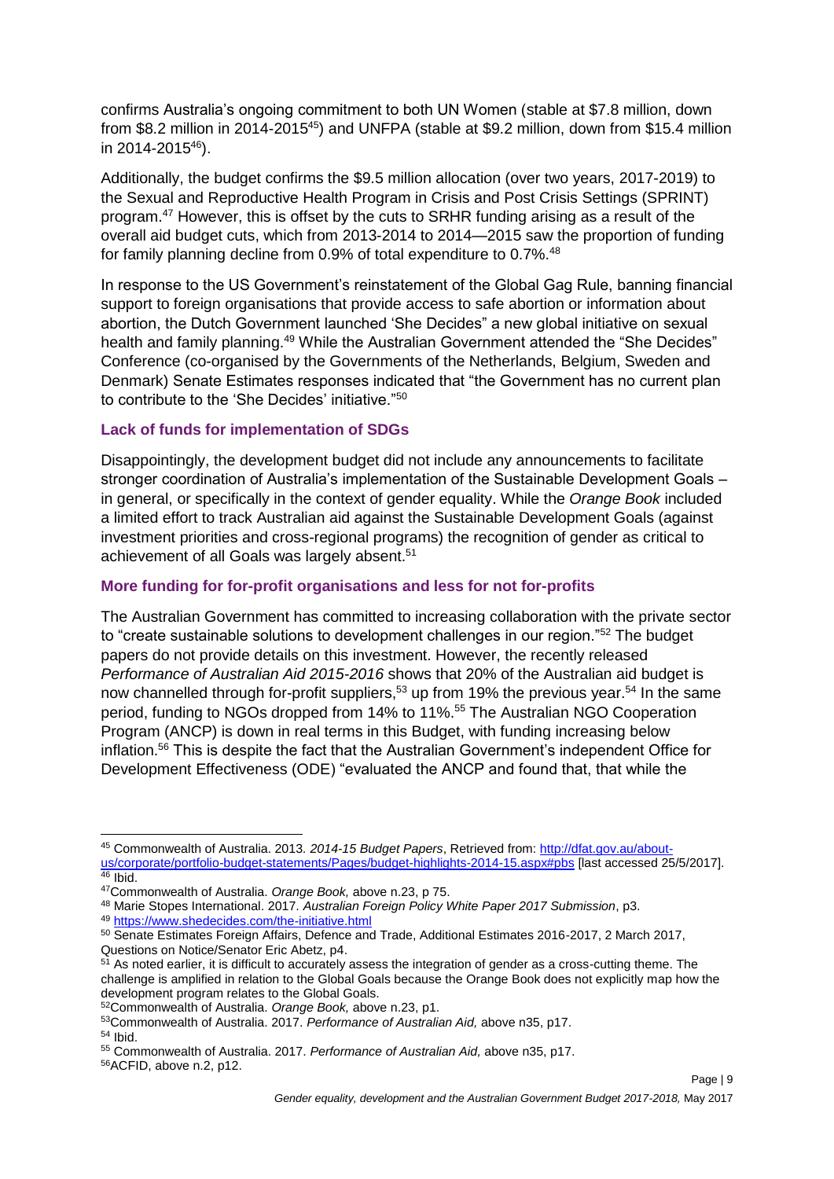confirms Australia's ongoing commitment to both UN Women (stable at $7.8 million, down from $8.2 million in 2014-2015[45]) and UNFPA (stable at $9.2 million, down from $15.4 million in 2014-2015[46]).

Additionally, the budget confirms the $9.5 million allocation (over two years, 2017-2019) to the Sexual and Reproductive Health Program in Crisis and Post Crisis Settings (SPRINT) program.[47] However, this is offset by the cuts to SRHR funding arising as a result of the overall aid budget cuts, which from 2013-2014 to 2014—2015 saw the proportion of funding for family planning decline from 0.9% of total expenditure to 0.7%.[48]

In response to the US Government's reinstatement of the Global Gag Rule, banning financial support to foreign organisations that provide access to safe abortion or information about abortion, the Dutch Government launched 'She Decides" a new global initiative on sexual health and family planning.[49] While the Australian Government attended the "She Decides" Conference (co-organised by the Governments of the Netherlands, Belgium, Sweden and Denmark) Senate Estimates responses indicated that "the Government has no current plan to contribute to the 'She Decides' initiative."[50]

### Lack of funds for implementation of SDGs

Disappointingly, the development budget did not include any announcements to facilitate stronger coordination of Australia's implementation of the Sustainable Development Goals – in general, or specifically in the context of gender equality. While the *Orange Book* included a limited effort to track Australian aid against the Sustainable Development Goals (against investment priorities and cross-regional programs) the recognition of gender as critical to achievement of all Goals was largely absent.[51]

### More funding for for-profit organisations and less for not for-profits

The Australian Government has committed to increasing collaboration with the private sector to "create sustainable solutions to development challenges in our region."[52] The budget papers do not provide details on this investment. However, the recently released *Performance of Australian Aid 2015-2016* shows that 20% of the Australian aid budget is now channelled through for-profit suppliers,[53] up from 19% the previous year.[54] In the same period, funding to NGOs dropped from 14% to 11%.[55] The Australian NGO Cooperation Program (ANCP) is down in real terms in this Budget, with funding increasing below inflation.[56] This is despite the fact that the Australian Government's independent Office for Development Effectiveness (ODE) "evaluated the ANCP and found that, that while the

---

[45] Commonwealth of Australia. 2013. *2014-15 Budget Papers*, Retrieved from: http://dfat.gov.au/about-us/corporate/portfolio-budget-statements/Pages/budget-highlights-2014-15.aspx#pbs [last accessed 25/5/2017].

[46] Ibid.

[47] Commonwealth of Australia. *Orange Book,* above n.23, p 75.

[48] Marie Stopes International. 2017. *Australian Foreign Policy White Paper 2017 Submission*, p3.

[49] https://www.shedecides.com/the-initiative.html

[50] Senate Estimates Foreign Affairs, Defence and Trade, Additional Estimates 2016-2017, 2 March 2017, Questions on Notice/Senator Eric Abetz, p4.

[51] As noted earlier, it is difficult to accurately assess the integration of gender as a cross-cutting theme. The challenge is amplified in relation to the Global Goals because the Orange Book does not explicitly map how the development program relates to the Global Goals.

[52] Commonwealth of Australia. *Orange Book,* above n.23, p1.

[53] Commonwealth of Australia. 2017. *Performance of Australian Aid,* above n35, p17.

[54] Ibid.

[55] Commonwealth of Australia. 2017. *Performance of Australian Aid,* above n35, p17.

[56] ACFID, above n.2, p12.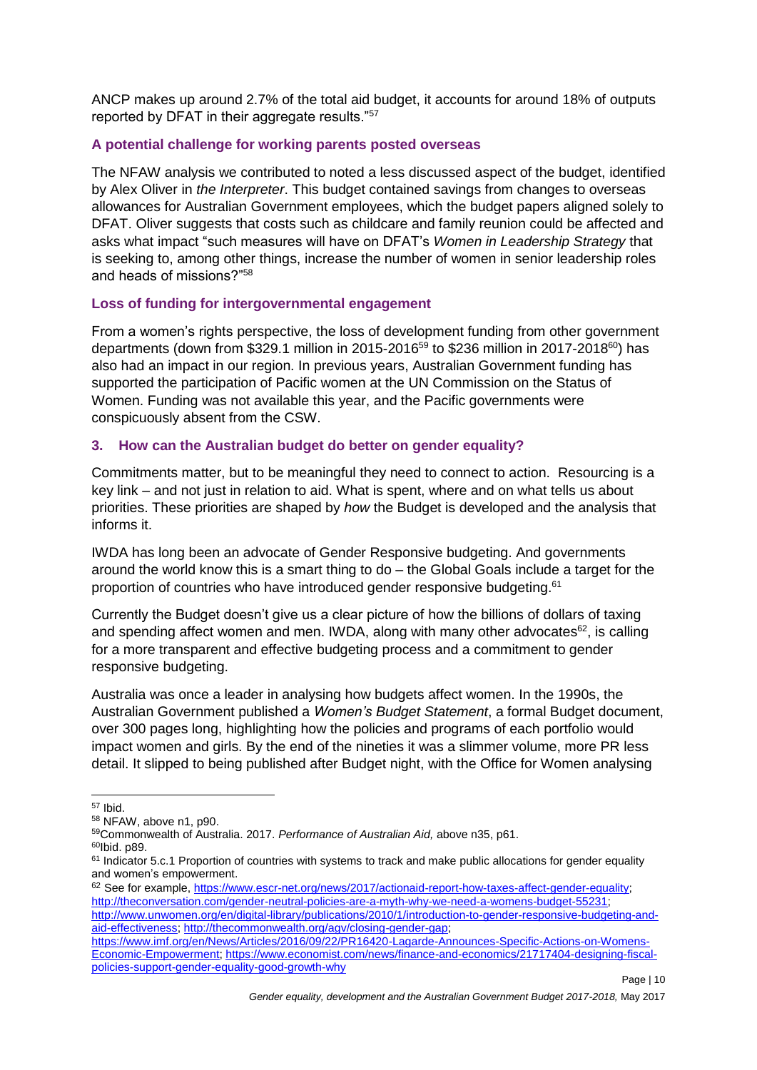ANCP makes up around 2.7% of the total aid budget, it accounts for around 18% of outputs reported by DFAT in their aggregate results."[57]

### A potential challenge for working parents posted overseas

The NFAW analysis we contributed to noted a less discussed aspect of the budget, identified by Alex Oliver in *the Interpreter*. This budget contained savings from changes to overseas allowances for Australian Government employees, which the budget papers aligned solely to DFAT. Oliver suggests that costs such as childcare and family reunion could be affected and asks what impact "such measures will have on DFAT's *Women in Leadership Strategy* that is seeking to, among other things, increase the number of women in senior leadership roles and heads of missions?"[58]

### Loss of funding for intergovernmental engagement

From a women's rights perspective, the loss of development funding from other government departments (down from $329.1 million in 2015-2016[59] to $236 million in 2017-2018[60]) has also had an impact in our region. In previous years, Australian Government funding has supported the participation of Pacific women at the UN Commission on the Status of Women. Funding was not available this year, and the Pacific governments were conspicuously absent from the CSW.

## 3. How can the Australian budget do better on gender equality?

Commitments matter, but to be meaningful they need to connect to action. Resourcing is a key link – and not just in relation to aid. What is spent, where and on what tells us about priorities. These priorities are shaped by *how* the Budget is developed and the analysis that informs it.

IWDA has long been an advocate of Gender Responsive budgeting. And governments around the world know this is a smart thing to do – the Global Goals include a target for the proportion of countries who have introduced gender responsive budgeting.[61]

Currently the Budget doesn't give us a clear picture of how the billions of dollars of taxing and spending affect women and men. IWDA, along with many other advocates[62], is calling for a more transparent and effective budgeting process and a commitment to gender responsive budgeting.

Australia was once a leader in analysing how budgets affect women. In the 1990s, the Australian Government published a *Women's Budget Statement*, a formal Budget document, over 300 pages long, highlighting how the policies and programs of each portfolio would impact women and girls. By the end of the nineties it was a slimmer volume, more PR less detail. It slipped to being published after Budget night, with the Office for Women analysing

---

[57] Ibid.

[58] NFAW, above n1, p90.

[59] Commonwealth of Australia. 2017. *Performance of Australian Aid,* above n35, p61.

[60] Ibid. p89.

[61] Indicator 5.c.1 Proportion of countries with systems to track and make public allocations for gender equality and women's empowerment.

[62] See for example, https://www.escr-net.org/news/2017/actionaid-report-how-taxes-affect-gender-equality; http://theconversation.com/gender-neutral-policies-are-a-myth-why-we-need-a-womens-budget-55231; http://www.unwomen.org/en/digital-library/publications/2010/1/introduction-to-gender-responsive-budgeting-and-aid-effectiveness; http://thecommonwealth.org/agv/closing-gender-gap; https://www.imf.org/en/News/Articles/2016/09/22/PR16420-Lagarde-Announces-Specific-Actions-on-Womens-Economic-Empowerment; https://www.economist.com/news/finance-and-economics/21717404-designing-fiscal-policies-support-gender-equality-good-growth-why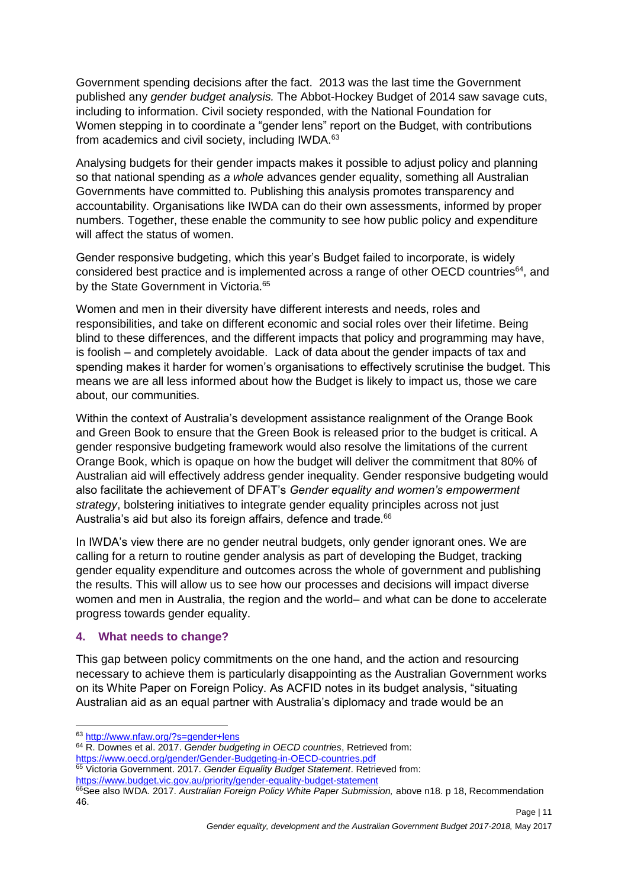Government spending decisions after the fact. 2013 was the last time the Government published any *gender budget analysis.* The Abbot-Hockey Budget of 2014 saw savage cuts, including to information. Civil society responded, with the National Foundation for Women stepping in to coordinate a "gender lens" report on the Budget, with contributions from academics and civil society, including IWDA.[63]

Analysing budgets for their gender impacts makes it possible to adjust policy and planning so that national spending *as a whole* advances gender equality, something all Australian Governments have committed to. Publishing this analysis promotes transparency and accountability. Organisations like IWDA can do their own assessments, informed by proper numbers. Together, these enable the community to see how public policy and expenditure will affect the status of women.

Gender responsive budgeting, which this year's Budget failed to incorporate, is widely considered best practice and is implemented across a range of other OECD countries[64], and by the State Government in Victoria.[65]

Women and men in their diversity have different interests and needs, roles and responsibilities, and take on different economic and social roles over their lifetime. Being blind to these differences, and the different impacts that policy and programming may have, is foolish – and completely avoidable. Lack of data about the gender impacts of tax and spending makes it harder for women's organisations to effectively scrutinise the budget. This means we are all less informed about how the Budget is likely to impact us, those we care about, our communities.

Within the context of Australia's development assistance realignment of the Orange Book and Green Book to ensure that the Green Book is released prior to the budget is critical. A gender responsive budgeting framework would also resolve the limitations of the current Orange Book, which is opaque on how the budget will deliver the commitment that 80% of Australian aid will effectively address gender inequality. Gender responsive budgeting would also facilitate the achievement of DFAT's *Gender equality and women's empowerment strategy*, bolstering initiatives to integrate gender equality principles across not just Australia's aid but also its foreign affairs, defence and trade.[66]

In IWDA's view there are no gender neutral budgets, only gender ignorant ones. We are calling for a return to routine gender analysis as part of developing the Budget, tracking gender equality expenditure and outcomes across the whole of government and publishing the results. This will allow us to see how our processes and decisions will impact diverse women and men in Australia, the region and the world– and what can be done to accelerate progress towards gender equality.

### 4. What needs to change?

This gap between policy commitments on the one hand, and the action and resourcing necessary to achieve them is particularly disappointing as the Australian Government works on its White Paper on Foreign Policy. As ACFID notes in its budget analysis, "situating Australian aid as an equal partner with Australia's diplomacy and trade would be an

---

[63] http://www.nfaw.org/?s=gender+lens

[64] R. Downes et al. 2017. *Gender budgeting in OECD countries*, Retrieved from: https://www.oecd.org/gender/Gender-Budgeting-in-OECD-countries.pdf

[65] Victoria Government. 2017. *Gender Equality Budget Statement*. Retrieved from: https://www.budget.vic.gov.au/priority/gender-equality-budget-statement

[66] See also IWDA. 2017. *Australian Foreign Policy White Paper Submission,* above n18. p 18, Recommendation 46.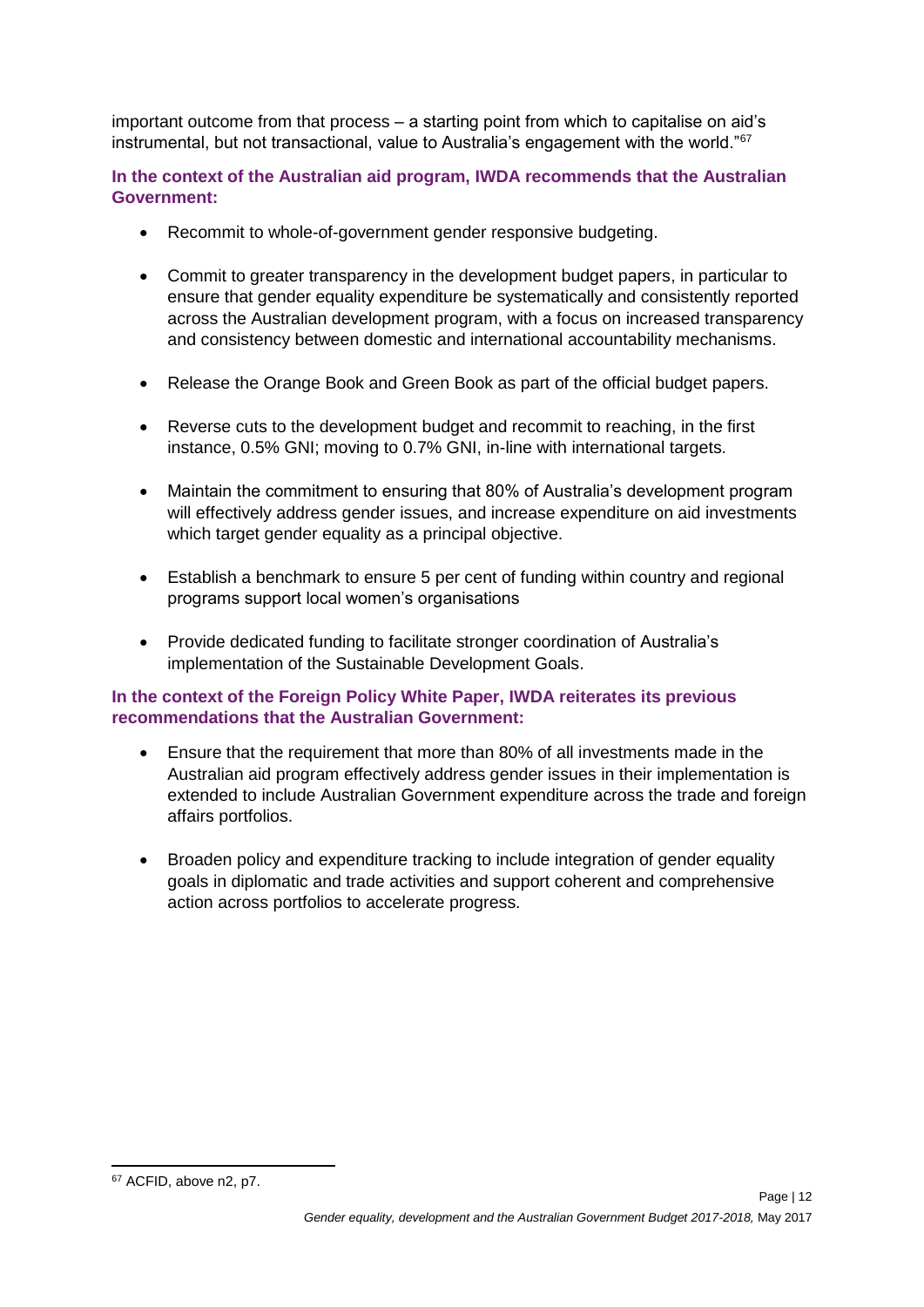important outcome from that process – a starting point from which to capitalise on aid's instrumental, but not transactional, value to Australia's engagement with the world."[67]

**In the context of the Australian aid program, IWDA recommends that the Australian Government:**

- Recommit to whole-of-government gender responsive budgeting.
- Commit to greater transparency in the development budget papers, in particular to ensure that gender equality expenditure be systematically and consistently reported across the Australian development program, with a focus on increased transparency and consistency between domestic and international accountability mechanisms.
- Release the Orange Book and Green Book as part of the official budget papers.
- Reverse cuts to the development budget and recommit to reaching, in the first instance, 0.5% GNI; moving to 0.7% GNI, in-line with international targets.
- Maintain the commitment to ensuring that 80% of Australia's development program will effectively address gender issues, and increase expenditure on aid investments which target gender equality as a principal objective.
- Establish a benchmark to ensure 5 per cent of funding within country and regional programs support local women's organisations
- Provide dedicated funding to facilitate stronger coordination of Australia's implementation of the Sustainable Development Goals.

**In the context of the Foreign Policy White Paper, IWDA reiterates its previous recommendations that the Australian Government:**

- Ensure that the requirement that more than 80% of all investments made in the Australian aid program effectively address gender issues in their implementation is extended to include Australian Government expenditure across the trade and foreign affairs portfolios.
- Broaden policy and expenditure tracking to include integration of gender equality goals in diplomatic and trade activities and support coherent and comprehensive action across portfolios to accelerate progress.

[67] ACFID, above n2, p7.